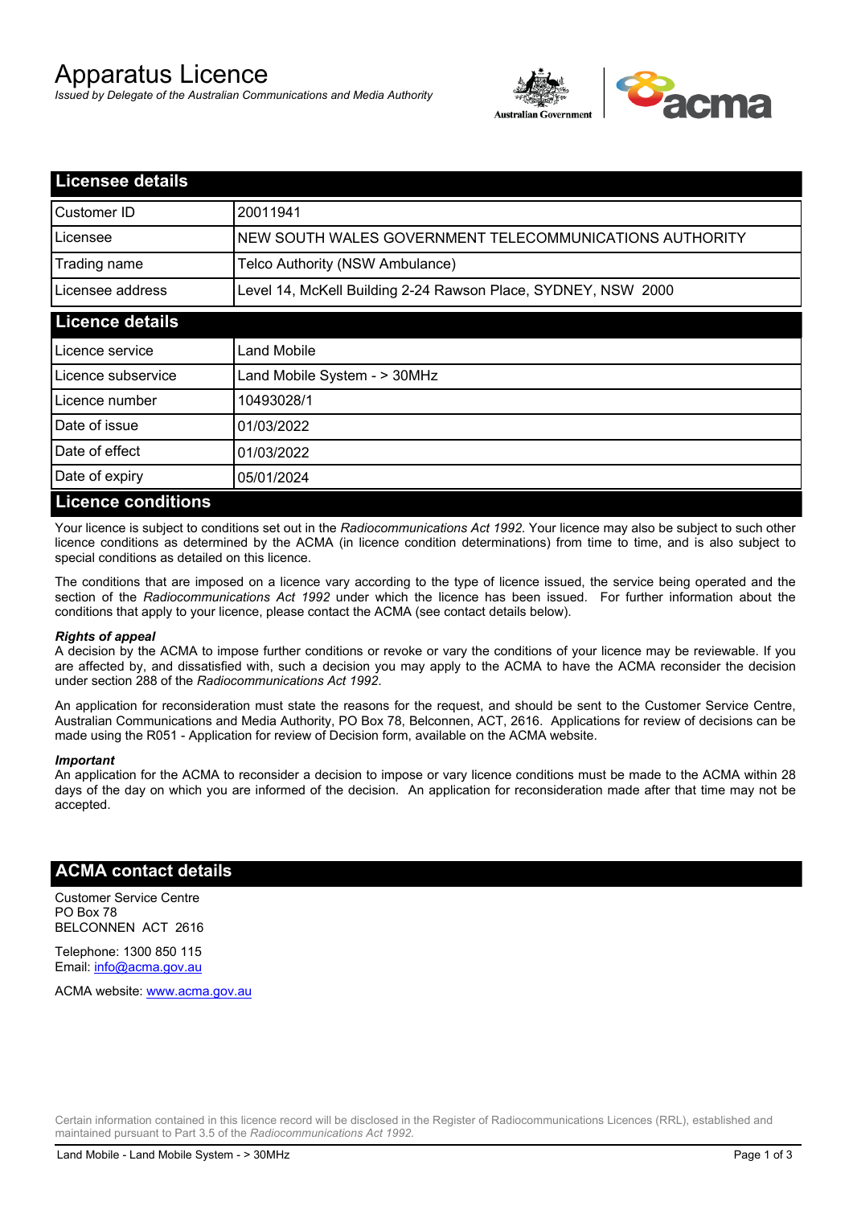# Apparatus Licence

*Issued by Delegate of the Australian Communications and Media Authority*

## Licensee details

| | |
|---|---|
| Customer ID | 20011941 |
| Licensee | NEW SOUTH WALES GOVERNMENT TELECOMMUNICATIONS AUTHORITY |
| Trading name | Telco Authority (NSW Ambulance) |
| Licensee address | Level 14, McKell Building 2-24 Rawson Place, SYDNEY, NSW 2000 |

## Licence details

| | |
|---|---|
| Licence service | Land Mobile |
| Licence subservice | Land Mobile System - > 30MHz |
| Licence number | 10493028/1 |
| Date of issue | 01/03/2022 |
| Date of effect | 01/03/2022 |
| Date of expiry | 05/01/2024 |

## Licence conditions

Your licence is subject to conditions set out in the *Radiocommunications Act 1992*. Your licence may also be subject to such other licence conditions as determined by the ACMA (in licence condition determinations) from time to time, and is also subject to special conditions as detailed on this licence.

The conditions that are imposed on a licence vary according to the type of licence issued, the service being operated and the section of the *Radiocommunications Act 1992* under which the licence has been issued. For further information about the conditions that apply to your licence, please contact the ACMA (see contact details below).

***Rights of appeal***

A decision by the ACMA to impose further conditions or revoke or vary the conditions of your licence may be reviewable. If you are affected by, and dissatisfied with, such a decision you may apply to the ACMA to have the ACMA reconsider the decision under section 288 of the *Radiocommunications Act 1992*.

An application for reconsideration must state the reasons for the request, and should be sent to the Customer Service Centre, Australian Communications and Media Authority, PO Box 78, Belconnen, ACT, 2616. Applications for review of decisions can be made using the R051 - Application for review of Decision form, available on the ACMA website.

***Important***

An application for the ACMA to reconsider a decision to impose or vary licence conditions must be made to the ACMA within 28 days of the day on which you are informed of the decision. An application for reconsideration made after that time may not be accepted.

## ACMA contact details

Customer Service Centre
PO Box 78
BELCONNEN ACT 2616

Telephone: 1300 850 115
Email: info@acma.gov.au

ACMA website: www.acma.gov.au

Certain information contained in this licence record will be disclosed in the Register of Radiocommunications Licences (RRL), established and maintained pursuant to Part 3.5 of the *Radiocommunications Act 1992.*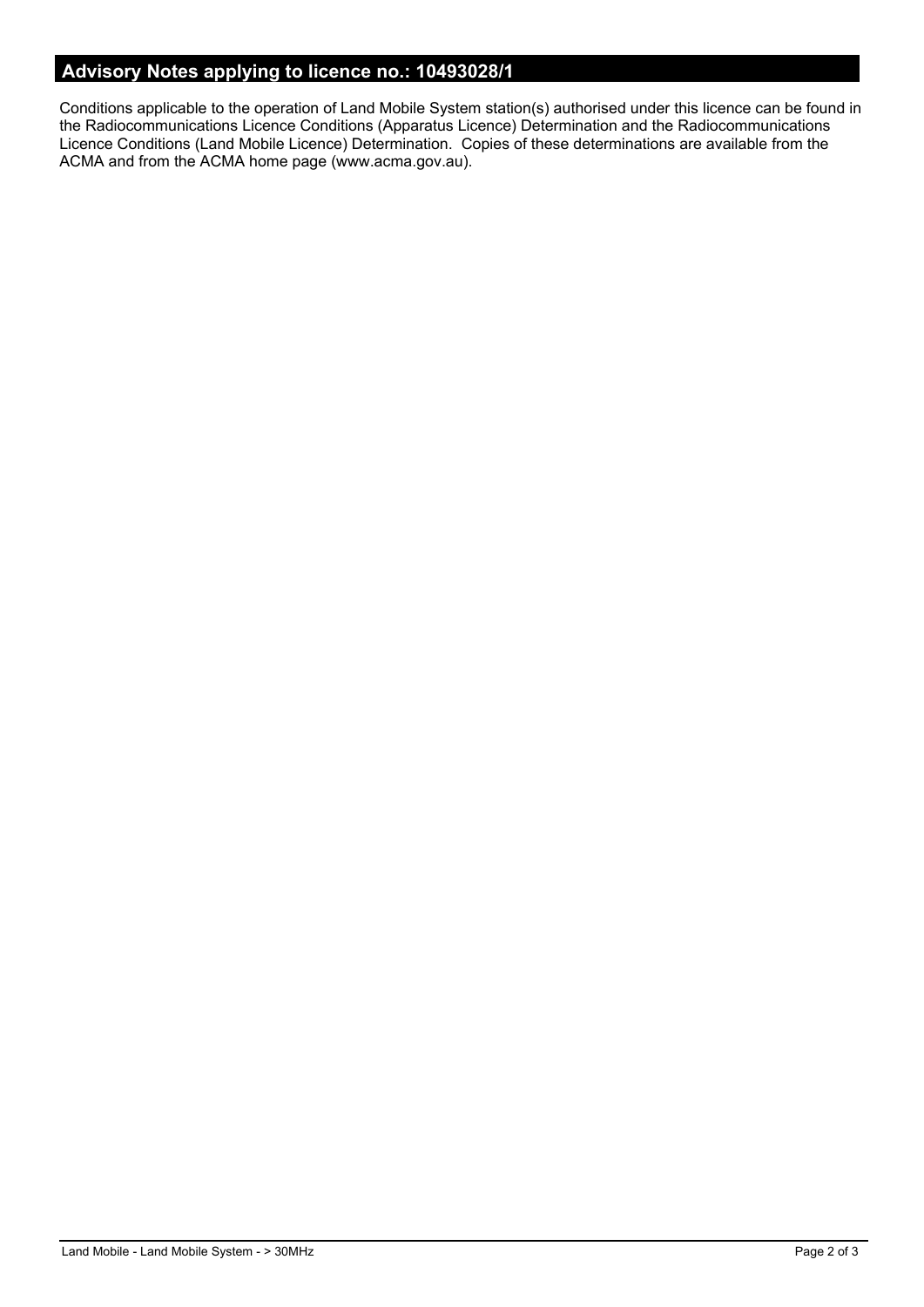## Advisory Notes applying to licence no.: 10493028/1

Conditions applicable to the operation of Land Mobile System station(s) authorised under this licence can be found in the Radiocommunications Licence Conditions (Apparatus Licence) Determination and the Radiocommunications Licence Conditions (Land Mobile Licence) Determination.  Copies of these determinations are available from the ACMA and from the ACMA home page (www.acma.gov.au).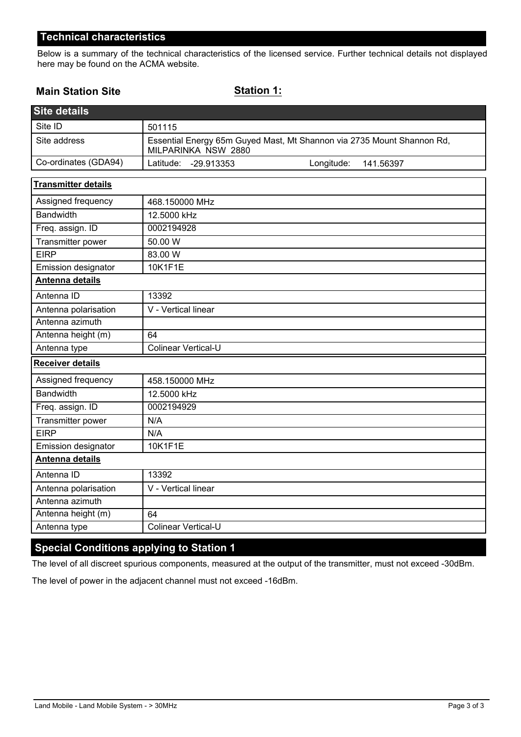## Technical characteristics

Below is a summary of the technical characteristics of the licensed service. Further technical details not displayed here may be found on the ACMA website.

**Main Station Site** **Station 1:**

### Site details

| | |
|---|---|
| Site ID | 501115 |
| Site address | Essential Energy 65m Guyed Mast, Mt Shannon via 2735 Mount Shannon Rd, MILPARINKA NSW 2880 |
| Co-ordinates (GDA94) | Latitude: -29.913353 Longitude: 141.56397 |

| **Transmitter details** | |
|---|---|
| Assigned frequency | 468.150000 MHz |
| Bandwidth | 12.5000 kHz |
| Freq. assign. ID | 0002194928 |
| Transmitter power | 50.00 W |
| EIRP | 83.00 W |
| Emission designator | 10K1F1E |
| **Antenna details** | |
| Antenna ID | 13392 |
| Antenna polarisation | V - Vertical linear |
| Antenna azimuth | |
| Antenna height (m) | 64 |
| Antenna type | Colinear Vertical-U |

| **Receiver details** | |
|---|---|
| Assigned frequency | 458.150000 MHz |
| Bandwidth | 12.5000 kHz |
| Freq. assign. ID | 0002194929 |
| Transmitter power | N/A |
| EIRP | N/A |
| Emission designator | 10K1F1E |
| **Antenna details** | |
| Antenna ID | 13392 |
| Antenna polarisation | V - Vertical linear |
| Antenna azimuth | |
| Antenna height (m) | 64 |
| Antenna type | Colinear Vertical-U |

## Special Conditions applying to Station 1

The level of all discreet spurious components, measured at the output of the transmitter, must not exceed -30dBm.

The level of power in the adjacent channel must not exceed -16dBm.